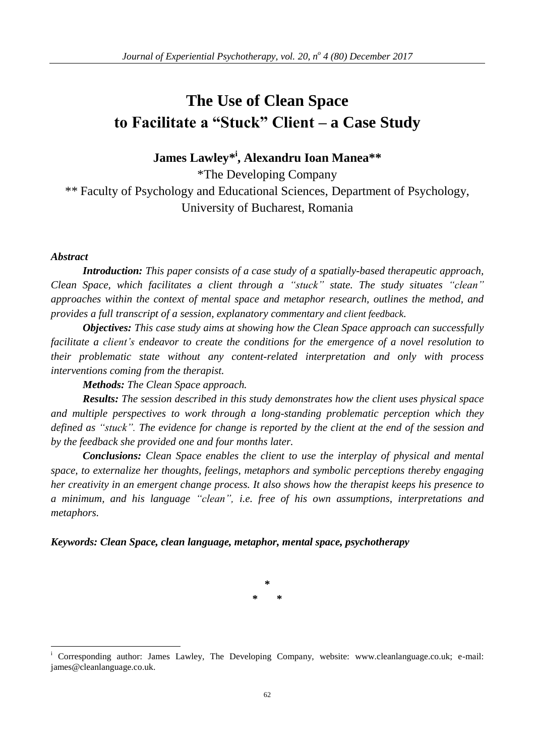# The Use of Clean Space to Facilitate a "Stuck" Client – a Case Study

**James Lawley*[i], Alexandru Ioan Manea****

*The Development Company

** Faculty of Psychology and Educational Sciences, Department of Psychology, University of Bucharest, Romania

***Abstract***

***Introduction:*** *This paper consists of a case study of a spatially-based therapeutic approach, Clean Space, which facilitates a client through a "stuck" state. The study situates "clean" approaches within the context of mental space and metaphor research, outlines the method, and provides a full transcript of a session, explanatory commentary and client feedback.*

***Objectives:*** *This case study aims at showing how the Clean Space approach can successfully facilitate a client's endeavor to create the conditions for the emergence of a novel resolution to their problematic state without any content-related interpretation and only with process interventions coming from the therapist.*

***Methods:*** *The Clean Space approach.*

***Results:*** *The session described in this study demonstrates how the client uses physical space and multiple perspectives to work through a long-standing problematic perception which they defined as "stuck". The evidence for change is reported by the client at the end of the session and by the feedback she provided one and four months later.*

***Conclusions:*** *Clean Space enables the client to use the interplay of physical and mental space, to externalize her thoughts, feelings, metaphors and symbolic perceptions thereby engaging her creativity in an emergent change process. It also shows how the therapist keeps his presence to a minimum, and his language "clean", i.e. free of his own assumptions, interpretations and metaphors.*

***Keywords: Clean Space, clean language, metaphor, mental space, psychotherapy***

\*

\* \*

---

[i] Corresponding author: James Lawley, The Developing Company, website: www.cleanlanguage.co.uk; e-mail: james@cleanlanguage.co.uk.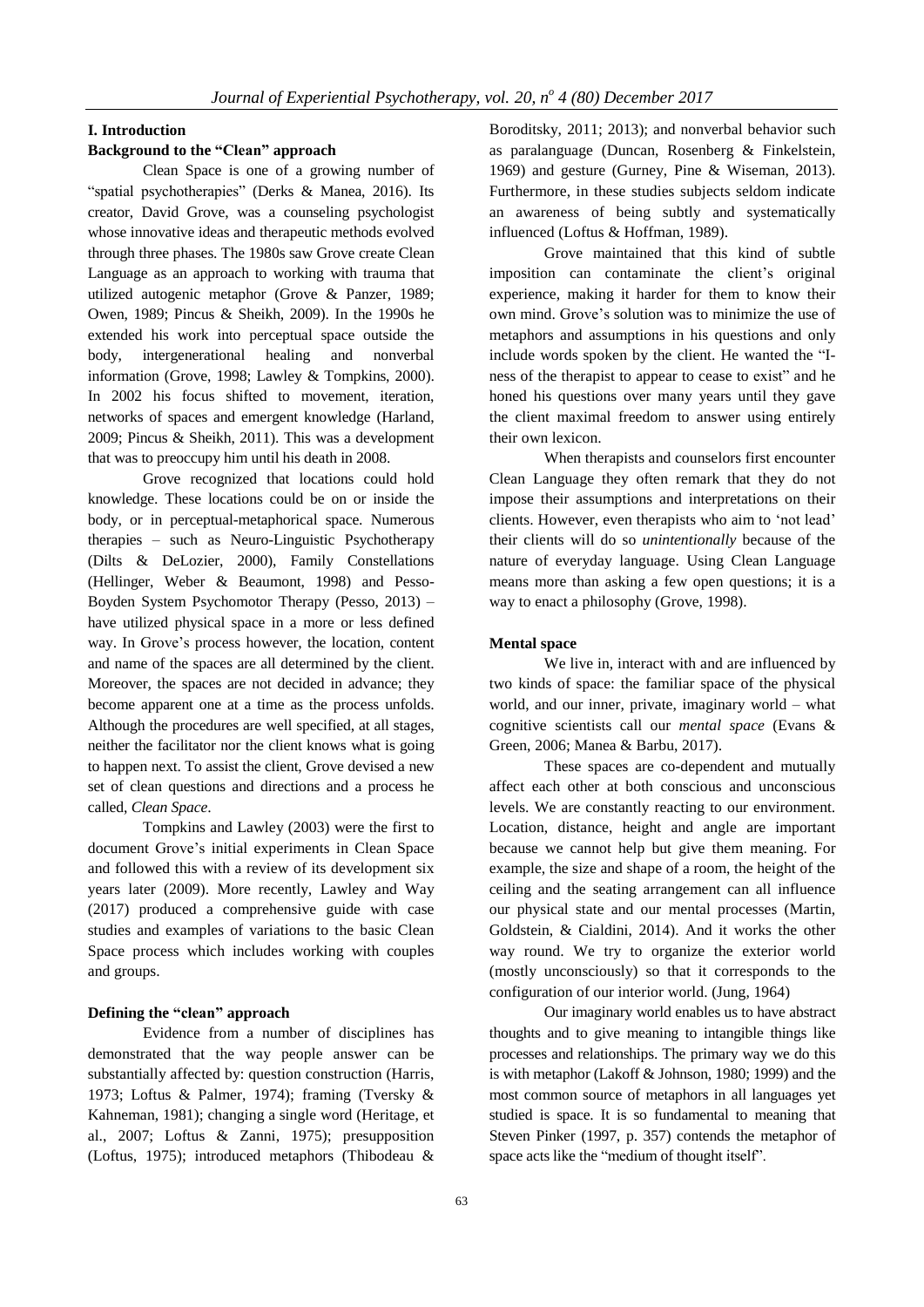## I. Introduction

### Background to the "Clean" approach

Clean Space is one of a growing number of "spatial psychotherapies" (Derks & Manea, 2016). Its creator, David Grove, was a counseling psychologist whose innovative ideas and therapeutic methods evolved through three phases. The 1980s saw Grove create Clean Language as an approach to working with trauma that utilized autogenic metaphor (Grove & Panzer, 1989; Owen, 1989; Pincus & Sheikh, 2009). In the 1990s he extended his work into perceptual space outside the body, intergenerational healing and nonverbal information (Grove, 1998; Lawley & Tompkins, 2000). In 2002 his focus shifted to movement, iteration, networks of spaces and emergent knowledge (Harland, 2009; Pincus & Sheikh, 2011). This was a development that was to preoccupy him until his death in 2008.

Grove recognized that locations could hold knowledge. These locations could be on or inside the body, or in perceptual-metaphorical space. Numerous therapies – such as Neuro-Linguistic Psychotherapy (Dilts & DeLozier, 2000), Family Constellations (Hellinger, Weber & Beaumont, 1998) and Pesso-Boyden System Psychomotor Therapy (Pesso, 2013) – have utilized physical space in a more or less defined way. In Grove's process however, the location, content and name of the spaces are all determined by the client. Moreover, the spaces are not decided in advance; they become apparent one at a time as the process unfolds. Although the procedures are well specified, at all stages, neither the facilitator nor the client knows what is going to happen next. To assist the client, Grove devised a new set of clean questions and directions and a process he called, *Clean Space*.

Tompkins and Lawley (2003) were the first to document Grove's initial experiments in Clean Space and followed this with a review of its development six years later (2009). More recently, Lawley and Way (2017) produced a comprehensive guide with case studies and examples of variations to the basic Clean Space process which includes working with couples and groups.

### Defining the "clean" approach

Evidence from a number of disciplines has demonstrated that the way people answer can be substantially affected by: question construction (Harris, 1973; Loftus & Palmer, 1974); framing (Tversky & Kahneman, 1981); changing a single word (Heritage, et al., 2007; Loftus & Zanni, 1975); presupposition (Loftus, 1975); introduced metaphors (Thibodeau & Boroditsky, 2011; 2013); and nonverbal behavior such as paralanguage (Duncan, Rosenberg & Finkelstein, 1969) and gesture (Gurney, Pine & Wiseman, 2013). Furthermore, in these studies subjects seldom indicate an awareness of being subtly and systematically influenced (Loftus & Hoffman, 1989).

Grove maintained that this kind of subtle imposition can contaminate the client's original experience, making it harder for them to know their own mind. Grove's solution was to minimize the use of metaphors and assumptions in his questions and only include words spoken by the client. He wanted the "I-ness of the therapist to appear to cease to exist" and he honed his questions over many years until they gave the client maximal freedom to answer using entirely their own lexicon.

When therapists and counselors first encounter Clean Language they often remark that they do not impose their assumptions and interpretations on their clients. However, even therapists who aim to 'not lead' their clients will do so *unintentionally* because of the nature of everyday language. Using Clean Language means more than asking a few open questions; it is a way to enact a philosophy (Grove, 1998).

### Mental space

We live in, interact with and are influenced by two kinds of space: the familiar space of the physical world, and our inner, private, imaginary world – what cognitive scientists call our *mental space* (Evans & Green, 2006; Manea & Barbu, 2017).

These spaces are co-dependent and mutually affect each other at both conscious and unconscious levels. We are constantly reacting to our environment. Location, distance, height and angle are important because we cannot help but give them meaning. For example, the size and shape of a room, the height of the ceiling and the seating arrangement can all influence our physical state and our mental processes (Martin, Goldstein, & Cialdini, 2014). And it works the other way round. We try to organize the exterior world (mostly unconsciously) so that it corresponds to the configuration of our interior world. (Jung, 1964)

Our imaginary world enables us to have abstract thoughts and to give meaning to intangible things like processes and relationships. The primary way we do this is with metaphor (Lakoff & Johnson, 1980; 1999) and the most common source of metaphors in all languages yet studied is space. It is so fundamental to meaning that Steven Pinker (1997, p. 357) contends the metaphor of space acts like the "medium of thought itself".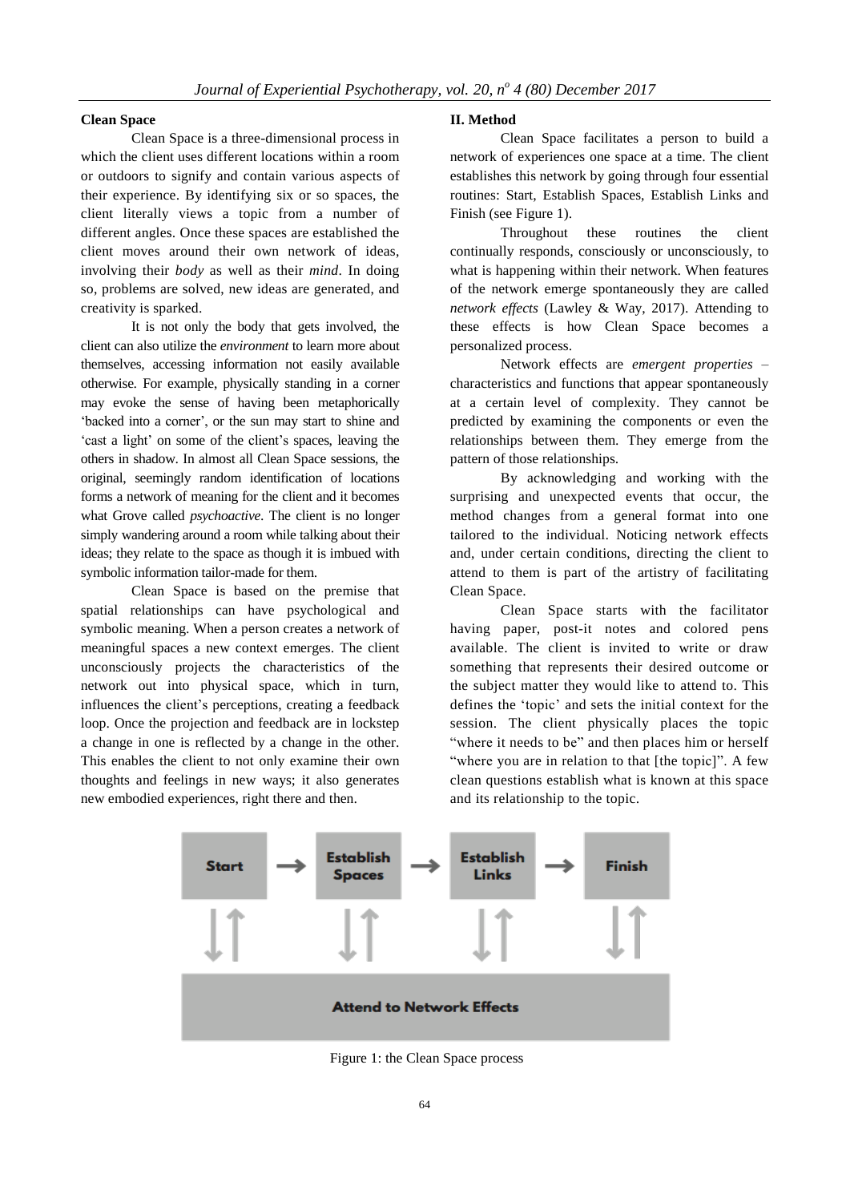**Clean Space**

Clean Space is a three-dimensional process in which the client uses different locations within a room or outdoors to signify and contain various aspects of their experience. By identifying six or so spaces, the client literally views a topic from a number of different angles. Once these spaces are established the client moves around their own network of ideas, involving their *body* as well as their *mind*. In doing so, problems are solved, new ideas are generated, and creativity is sparked.

It is not only the body that gets involved, the client can also utilize the *environment* to learn more about themselves, accessing information not easily available otherwise. For example, physically standing in a corner may evoke the sense of having been metaphorically 'backed into a corner', or the sun may start to shine and 'cast a light' on some of the client's spaces, leaving the others in shadow. In almost all Clean Space sessions, the original, seemingly random identification of locations forms a network of meaning for the client and it becomes what Grove called *psychoactive*. The client is no longer simply wandering around a room while talking about their ideas; they relate to the space as though it is imbued with symbolic information tailor-made for them.

Clean Space is based on the premise that spatial relationships can have psychological and symbolic meaning. When a person creates a network of meaningful spaces a new context emerges. The client unconsciously projects the characteristics of the network out into physical space, which in turn, influences the client's perceptions, creating a feedback loop. Once the projection and feedback are in lockstep a change in one is reflected by a change in the other. This enables the client to not only examine their own thoughts and feelings in new ways; it also generates new embodied experiences, right there and then.

## II. Method

Clean Space facilitates a person to build a network of experiences one space at a time. The client establishes this network by going through four essential routines: Start, Establish Spaces, Establish Links and Finish (see Figure 1).

Throughout these routines the client continually responds, consciously or unconsciously, to what is happening within their network. When features of the network emerge spontaneously they are called *network effects* (Lawley & Way, 2017). Attending to these effects is how Clean Space becomes a personalized process.

Network effects are *emergent properties* – characteristics and functions that appear spontaneously at a certain level of complexity. They cannot be predicted by examining the components or even the relationships between them. They emerge from the pattern of those relationships.

By acknowledging and working with the surprising and unexpected events that occur, the method changes from a general format into one tailored to the individual. Noticing network effects and, under certain conditions, directing the client to attend to them is part of the artistry of facilitating Clean Space.

Clean Space starts with the facilitator having paper, post-it notes and colored pens available. The client is invited to write or draw something that represents their desired outcome or the subject matter they would like to attend to. This defines the 'topic' and sets the initial context for the session. The client physically places the topic "where it needs to be" and then places him or herself "where you are in relation to that [the topic]". A few clean questions establish what is known at this space and its relationship to the topic.

Start → Establish Spaces → Establish Links → Finish

Attend to Network Effects

Figure 1: the Clean Space process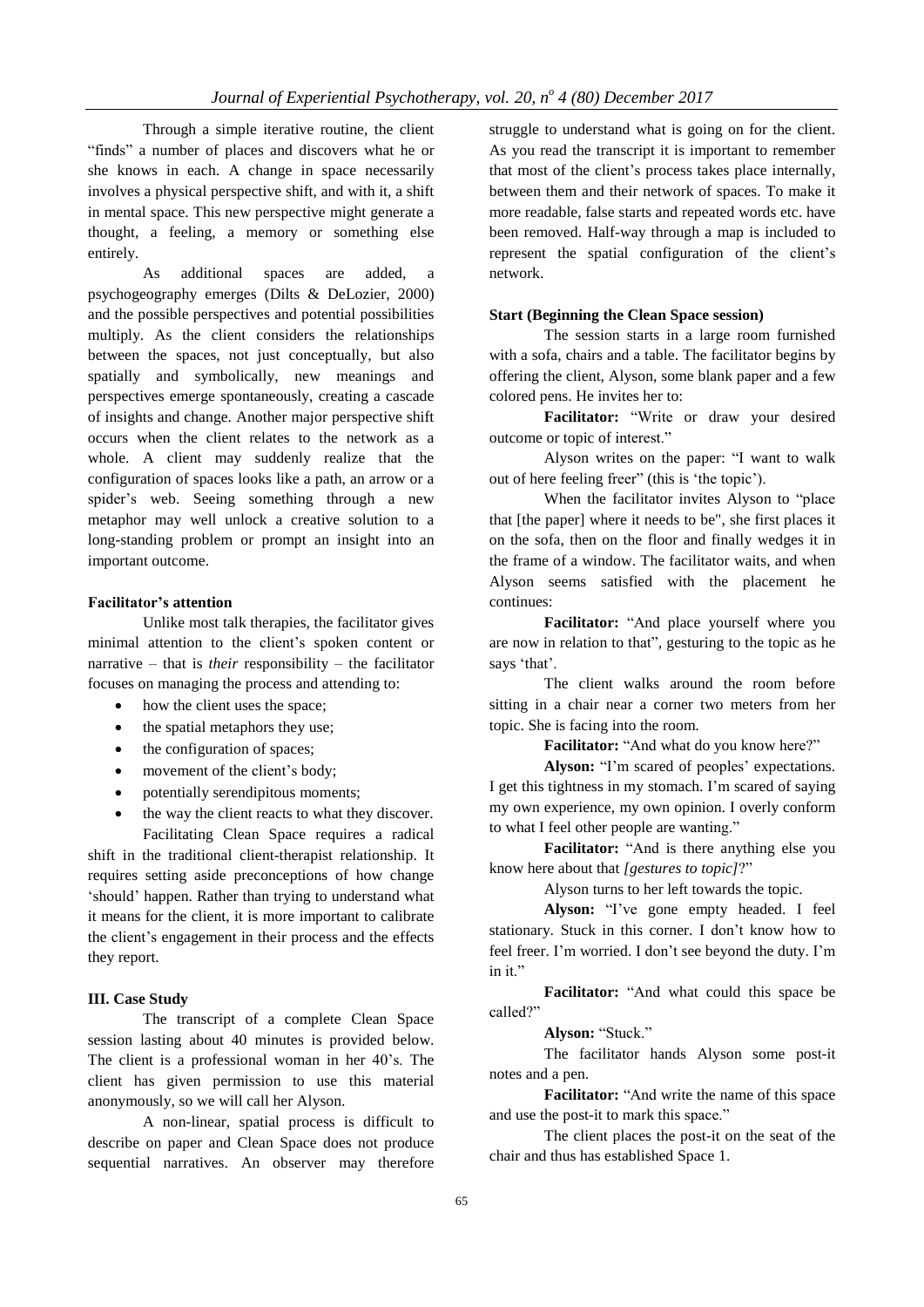Through a simple iterative routine, the client "finds" a number of places and discovers what he or she knows in each. A change in space necessarily involves a physical perspective shift, and with it, a shift in mental space. This new perspective might generate a thought, a feeling, a memory or something else entirely.

As additional spaces are added, a psychogeography emerges (Dilts & DeLozier, 2000) and the possible perspectives and potential possibilities multiply. As the client considers the relationships between the spaces, not just conceptually, but also spatially and symbolically, new meanings and perspectives emerge spontaneously, creating a cascade of insights and change. Another major perspective shift occurs when the client relates to the network as a whole. A client may suddenly realize that the configuration of spaces looks like a path, an arrow or a spider's web. Seeing something through a new metaphor may well unlock a creative solution to a long-standing problem or prompt an insight into an important outcome.

**Facilitator's attention**

Unlike most talk therapies, the facilitator gives minimal attention to the client's spoken content or narrative – that is *their* responsibility – the facilitator focuses on managing the process and attending to:

- how the client uses the space;
- the spatial metaphors they use;
- the configuration of spaces;
- movement of the client's body;
- potentially serendipitous moments;
- the way the client reacts to what they discover.

Facilitating Clean Space requires a radical shift in the traditional client-therapist relationship. It requires setting aside preconceptions of how change 'should' happen. Rather than trying to understand what it means for the client, it is more important to calibrate the client's engagement in their process and the effects they report.

### III. Case Study

The transcript of a complete Clean Space session lasting about 40 minutes is provided below. The client is a professional woman in her 40's. The client has given permission to use this material anonymously, so we will call her Alyson.

A non-linear, spatial process is difficult to describe on paper and Clean Space does not produce sequential narratives. An observer may therefore struggle to understand what is going on for the client. As you read the transcript it is important to remember that most of the client's process takes place internally, between them and their network of spaces. To make it more readable, false starts and repeated words etc. have been removed. Half-way through a map is included to represent the spatial configuration of the client's network.

**Start (Beginning the Clean Space session)**

The session starts in a large room furnished with a sofa, chairs and a table. The facilitator begins by offering the client, Alyson, some blank paper and a few colored pens. He invites her to:

**Facilitator:** "Write or draw your desired outcome or topic of interest."

Alyson writes on the paper: "I want to walk out of here feeling freer" (this is 'the topic').

When the facilitator invites Alyson to "place that [the paper] where it needs to be", she first places it on the sofa, then on the floor and finally wedges it in the frame of a window. The facilitator waits, and when Alyson seems satisfied with the placement he continues:

**Facilitator:** "And place yourself where you are now in relation to that", gesturing to the topic as he says 'that'.

The client walks around the room before sitting in a chair near a corner two meters from her topic. She is facing into the room.

**Facilitator:** "And what do you know here?"

**Alyson:** "I'm scared of peoples' expectations. I get this tightness in my stomach. I'm scared of saying my own experience, my own opinion. I overly conform to what I feel other people are wanting."

**Facilitator:** "And is there anything else you know here about that *[gestures to topic]*?"

Alyson turns to her left towards the topic.

**Alyson:** "I've gone empty headed. I feel stationary. Stuck in this corner. I don't know how to feel freer. I'm worried. I don't see beyond the duty. I'm in it."

**Facilitator:** "And what could this space be called?"

**Alyson:** "Stuck."

The facilitator hands Alyson some post-it notes and a pen.

**Facilitator:** "And write the name of this space and use the post-it to mark this space."

The client places the post-it on the seat of the chair and thus has established Space 1.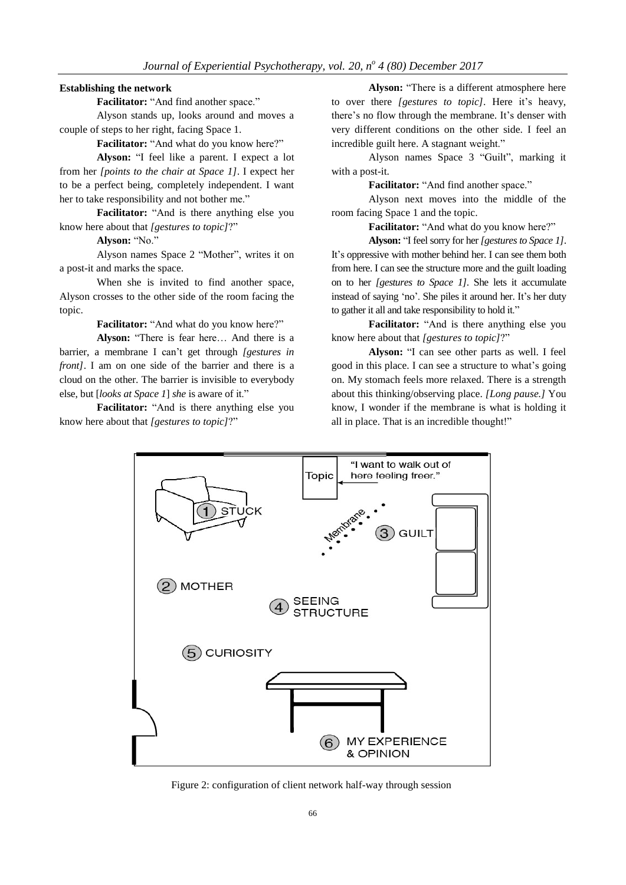**Establishing the network**

**Facilitator:** "And find another space."

Alyson stands up, looks around and moves a couple of steps to her right, facing Space 1.

**Facilitator:** "And what do you know here?"

**Alyson:** "I feel like a parent. I expect a lot from her *[points to the chair at Space 1]*. I expect her to be a perfect being, completely independent. I want her to take responsibility and not bother me."

**Facilitator:** "And is there anything else you know here about that *[gestures to topic]*?"

**Alyson:** "No."

Alyson names Space 2 "Mother", writes it on a post-it and marks the space.

When she is invited to find another space, Alyson crosses to the other side of the room facing the topic.

**Facilitator:** "And what do you know here?"

**Alyson:** "There is fear here… And there is a barrier, a membrane I can't get through *[gestures in front]*. I am on one side of the barrier and there is a cloud on the other. The barrier is invisible to everybody else, but [*looks at Space 1*] *she* is aware of it."

**Facilitator:** "And is there anything else you know here about that *[gestures to topic]*?"

**Alyson:** "There is a different atmosphere here to over there *[gestures to topic]*. Here it's heavy, there's no flow through the membrane. It's denser with very different conditions on the other side. I feel an incredible guilt here. A stagnant weight."

Alyson names Space 3 "Guilt", marking it with a post-it.

**Facilitator:** "And find another space."

Alyson next moves into the middle of the room facing Space 1 and the topic.

**Facilitator:** "And what do you know here?"

**Alyson:** "I feel sorry for her *[gestures to Space 1]*. It's oppressive with mother behind her. I can see them both from here. I can see the structure more and the guilt loading on to her *[gestures to Space 1]*. She lets it accumulate instead of saying 'no'. She piles it around her. It's her duty to gather it all and take responsibility to hold it."

**Facilitator:** "And is there anything else you know here about that *[gestures to topic]*?"

**Alyson:** "I can see other parts as well. I feel good in this place. I can see a structure to what's going on. My stomach feels more relaxed. There is a strength about this thinking/observing place. *[Long pause.]* You know, I wonder if the membrane is what is holding it all in place. That is an incredible thought!"

Figure 2: configuration of client network half-way through session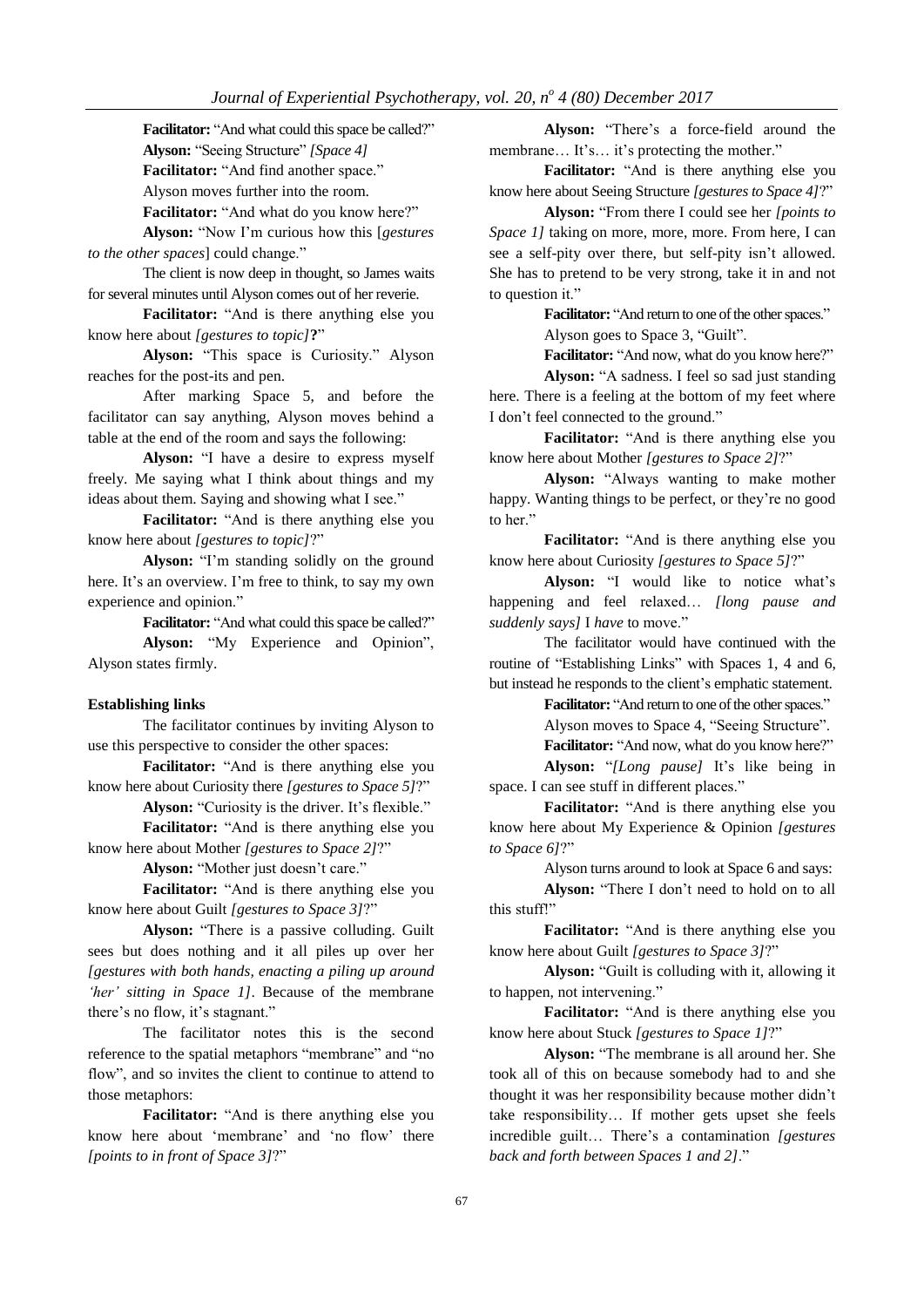**Facilitator:** "And what could this space be called?"

**Alyson:** "Seeing Structure" *[Space 4]*

**Facilitator:** "And find another space."

Alyson moves further into the room.

**Facilitator:** "And what do you know here?"

**Alyson:** "Now I'm curious how this [*gestures to the other spaces*] could change."

The client is now deep in thought, so James waits for several minutes until Alyson comes out of her reverie.

**Facilitator:** "And is there anything else you know here about *[gestures to topic]***?**"

**Alyson:** "This space is Curiosity." Alyson reaches for the post-its and pen.

After marking Space 5, and before the facilitator can say anything, Alyson moves behind a table at the end of the room and says the following:

**Alyson:** "I have a desire to express myself freely. Me saying what I think about things and my ideas about them. Saying and showing what I see."

**Facilitator:** "And is there anything else you know here about *[gestures to topic]*?"

**Alyson:** "I'm standing solidly on the ground here. It's an overview. I'm free to think, to say my own experience and opinion."

**Facilitator:** "And what could this space be called?"

**Alyson:** "My Experience and Opinion", Alyson states firmly.

**Establishing links**

The facilitator continues by inviting Alyson to use this perspective to consider the other spaces:

**Facilitator:** "And is there anything else you know here about Curiosity there *[gestures to Space 5]*?"

**Alyson:** "Curiosity is the driver. It's flexible."

**Facilitator:** "And is there anything else you know here about Mother *[gestures to Space 2]*?"

**Alyson:** "Mother just doesn't care."

**Facilitator:** "And is there anything else you know here about Guilt *[gestures to Space 3]*?"

**Alyson:** "There is a passive colluding. Guilt sees but does nothing and it all piles up over her *[gestures with both hands, enacting a piling up around 'her' sitting in Space 1]*. Because of the membrane there's no flow, it's stagnant."

The facilitator notes this is the second reference to the spatial metaphors "membrane" and "no flow", and so invites the client to continue to attend to those metaphors:

**Facilitator:** "And is there anything else you know here about 'membrane' and 'no flow' there *[points to in front of Space 3]*?"

**Alyson:** "There's a force-field around the membrane… It's… it's protecting the mother."

**Facilitator:** "And is there anything else you know here about Seeing Structure *[gestures to Space 4]*?"

**Alyson:** "From there I could see her *[points to Space 1]* taking on more, more, more. From here, I can see a self-pity over there, but self-pity isn't allowed. She has to pretend to be very strong, take it in and not to question it."

**Facilitator:** "And return to one of the other spaces."

Alyson goes to Space 3, "Guilt".

**Facilitator:** "And now, what do you know here?"

**Alyson:** "A sadness. I feel so sad just standing here. There is a feeling at the bottom of my feet where I don't feel connected to the ground."

**Facilitator:** "And is there anything else you know here about Mother *[gestures to Space 2]*?"

**Alyson:** "Always wanting to make mother happy. Wanting things to be perfect, or they're no good to her."

**Facilitator:** "And is there anything else you know here about Curiosity *[gestures to Space 5]*?"

**Alyson:** "I would like to notice what's happening and feel relaxed… *[long pause and suddenly says]* I *have* to move."

The facilitator would have continued with the routine of "Establishing Links" with Spaces 1, 4 and 6, but instead he responds to the client's emphatic statement.

**Facilitator:** "And return to one of the other spaces."

Alyson moves to Space 4, "Seeing Structure".

**Facilitator:** "And now, what do you know here?"

**Alyson:** "*[Long pause]* It's like being in space. I can see stuff in different places."

**Facilitator:** "And is there anything else you know here about My Experience & Opinion *[gestures to Space 6]*?"

Alyson turns around to look at Space 6 and says:

**Alyson:** "There I don't need to hold on to all this stuff!"

**Facilitator:** "And is there anything else you know here about Guilt *[gestures to Space 3]*?"

**Alyson:** "Guilt is colluding with it, allowing it to happen, not intervening."

**Facilitator:** "And is there anything else you know here about Stuck *[gestures to Space 1]*?"

**Alyson:** "The membrane is all around her. She took all of this on because somebody had to and she thought it was her responsibility because mother didn't take responsibility… If mother gets upset she feels incredible guilt… There's a contamination *[gestures back and forth between Spaces 1 and 2]*."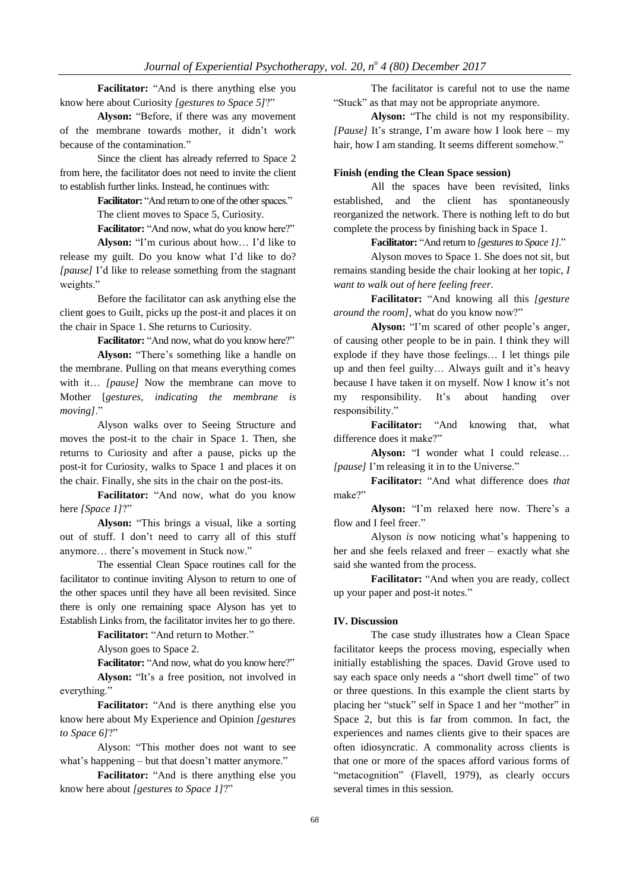**Facilitator:** "And is there anything else you know here about Curiosity *[gestures to Space 5]*?"

**Alyson:** "Before, if there was any movement of the membrane towards mother, it didn't work because of the contamination."

Since the client has already referred to Space 2 from here, the facilitator does not need to invite the client to establish further links. Instead, he continues with:

**Facilitator:** "And return to one of the other spaces."

The client moves to Space 5, Curiosity.

**Facilitator:** "And now, what do you know here?"

**Alyson:** "I'm curious about how… I'd like to release my guilt. Do you know what I'd like to do? *[pause]* I'd like to release something from the stagnant weights."

Before the facilitator can ask anything else the client goes to Guilt, picks up the post-it and places it on the chair in Space 1. She returns to Curiosity.

**Facilitator:** "And now, what do you know here?"

**Alyson:** "There's something like a handle on the membrane. Pulling on that means everything comes with it… *[pause]* Now the membrane can move to Mother [*gestures, indicating the membrane is moving]*."

Alyson walks over to Seeing Structure and moves the post-it to the chair in Space 1. Then, she returns to Curiosity and after a pause, picks up the post-it for Curiosity, walks to Space 1 and places it on the chair. Finally, she sits in the chair on the post-its.

**Facilitator:** "And now, what do you know here *[Space 1]*?"

**Alyson:** "This brings a visual, like a sorting out of stuff. I don't need to carry all of this stuff anymore… there's movement in Stuck now."

The essential Clean Space routines call for the facilitator to continue inviting Alyson to return to one of the other spaces until they have all been revisited. Since there is only one remaining space Alyson has yet to Establish Links from, the facilitator invites her to go there.

**Facilitator:** "And return to Mother."

Alyson goes to Space 2.

**Facilitator:** "And now, what do you know here?"

**Alyson:** "It's a free position, not involved in everything."

**Facilitator:** "And is there anything else you know here about My Experience and Opinion *[gestures to Space 6]*?"

Alyson: "This mother does not want to see what's happening – but that doesn't matter anymore."

**Facilitator:** "And is there anything else you know here about *[gestures to Space 1]*?"

The facilitator is careful not to use the name "Stuck" as that may not be appropriate anymore.

**Alyson:** "The child is not my responsibility. *[Pause]* It's strange, I'm aware how I look here – my hair, how I am standing. It seems different somehow."

#### Finish (ending the Clean Space session)

All the spaces have been revisited, links established, and the client has spontaneously reorganized the network. There is nothing left to do but complete the process by finishing back in Space 1.

**Facilitator:** "And return to *[gestures to Space 1]*."

Alyson moves to Space 1. She does not sit, but remains standing beside the chair looking at her topic, *I want to walk out of here feeling freer*.

**Facilitator:** "And knowing all this *[gesture around the room]*, what do you know now?"

**Alyson:** "I'm scared of other people's anger, of causing other people to be in pain. I think they will explode if they have those feelings… I let things pile up and then feel guilty… Always guilt and it's heavy because I have taken it on myself. Now I know it's not my responsibility. It's about handing over responsibility."

**Facilitator:** "And knowing that, what difference does it make?"

**Alyson:** "I wonder what I could release… *[pause]* I'm releasing it in to the Universe."

**Facilitator:** "And what difference does *that* make?"

**Alyson:** "I'm relaxed here now. There's a flow and I feel freer."

Alyson *is* now noticing what's happening to her and she feels relaxed and freer – exactly what she said she wanted from the process.

**Facilitator:** "And when you are ready, collect up your paper and post-it notes."

### IV. Discussion

The case study illustrates how a Clean Space facilitator keeps the process moving, especially when initially establishing the spaces. David Grove used to say each space only needs a "short dwell time" of two or three questions. In this example the client starts by placing her "stuck" self in Space 1 and her "mother" in Space 2, but this is far from common. In fact, the experiences and names clients give to their spaces are often idiosyncratic. A commonality across clients is that one or more of the spaces afford various forms of "metacognition" (Flavell, 1979), as clearly occurs several times in this session.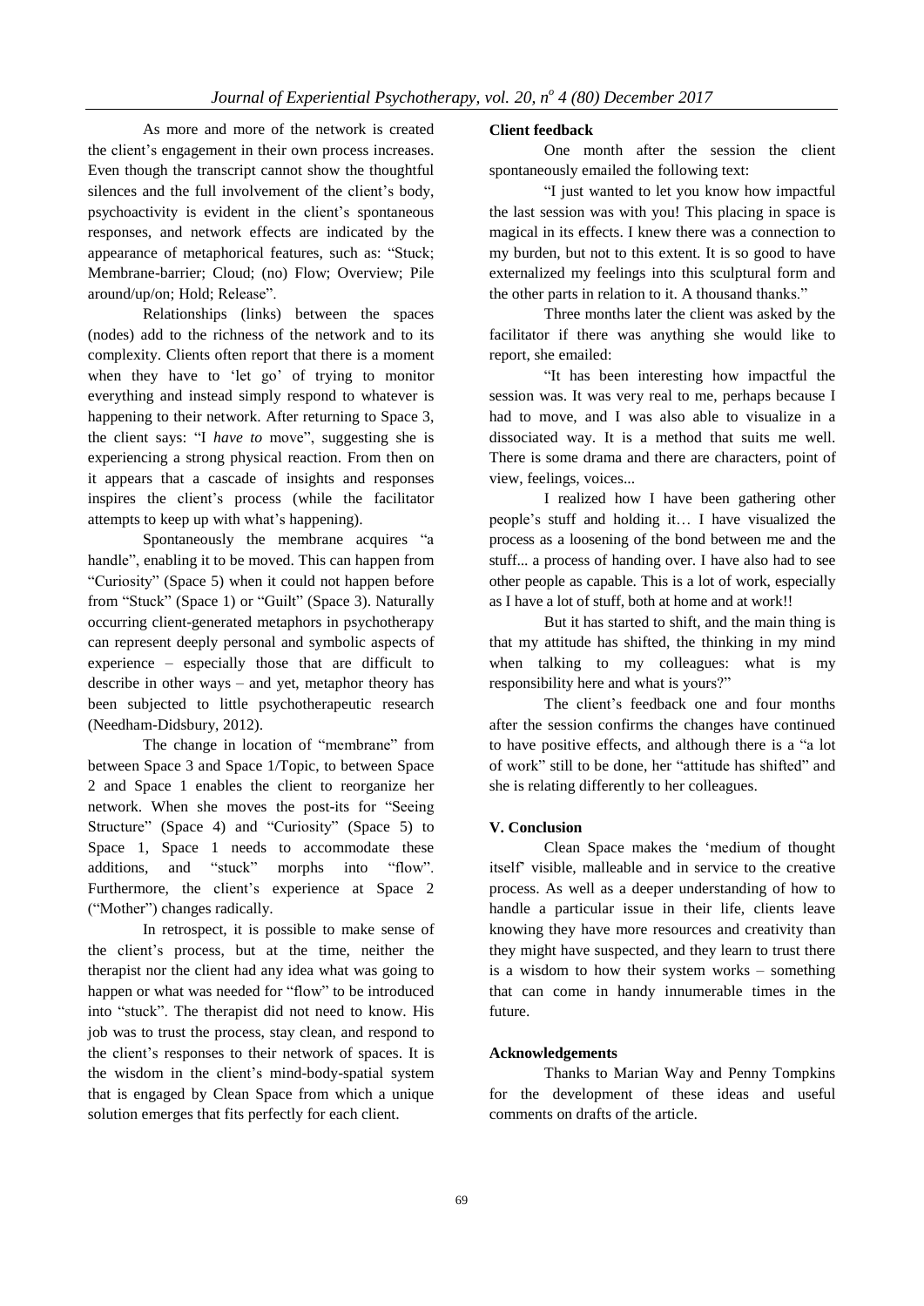As more and more of the network is created the client's engagement in their own process increases. Even though the transcript cannot show the thoughtful silences and the full involvement of the client's body, psychoactivity is evident in the client's spontaneous responses, and network effects are indicated by the appearance of metaphorical features, such as: "Stuck; Membrane-barrier; Cloud; (no) Flow; Overview; Pile around/up/on; Hold; Release".

Relationships (links) between the spaces (nodes) add to the richness of the network and to its complexity. Clients often report that there is a moment when they have to 'let go' of trying to monitor everything and instead simply respond to whatever is happening to their network. After returning to Space 3, the client says: "I *have to* move", suggesting she is experiencing a strong physical reaction. From then on it appears that a cascade of insights and responses inspires the client's process (while the facilitator attempts to keep up with what's happening).

Spontaneously the membrane acquires "a handle", enabling it to be moved. This can happen from "Curiosity" (Space 5) when it could not happen before from "Stuck" (Space 1) or "Guilt" (Space 3). Naturally occurring client-generated metaphors in psychotherapy can represent deeply personal and symbolic aspects of experience – especially those that are difficult to describe in other ways – and yet, metaphor theory has been subjected to little psychotherapeutic research (Needham-Didsbury, 2012).

The change in location of "membrane" from between Space 3 and Space 1/Topic, to between Space 2 and Space 1 enables the client to reorganize her network. When she moves the post-its for "Seeing Structure" (Space 4) and "Curiosity" (Space 5) to Space 1, Space 1 needs to accommodate these additions, and "stuck" morphs into "flow". Furthermore, the client's experience at Space 2 ("Mother") changes radically.

In retrospect, it is possible to make sense of the client's process, but at the time, neither the therapist nor the client had any idea what was going to happen or what was needed for "flow" to be introduced into "stuck". The therapist did not need to know. His job was to trust the process, stay clean, and respond to the client's responses to their network of spaces. It is the wisdom in the client's mind-body-spatial system that is engaged by Clean Space from which a unique solution emerges that fits perfectly for each client.

**Client feedback**

One month after the session the client spontaneously emailed the following text:

"I just wanted to let you know how impactful the last session was with you! This placing in space is magical in its effects. I knew there was a connection to my burden, but not to this extent. It is so good to have externalized my feelings into this sculptural form and the other parts in relation to it. A thousand thanks."

Three months later the client was asked by the facilitator if there was anything she would like to report, she emailed:

"It has been interesting how impactful the session was. It was very real to me, perhaps because I had to move, and I was also able to visualize in a dissociated way. It is a method that suits me well. There is some drama and there are characters, point of view, feelings, voices...

I realized how I have been gathering other people's stuff and holding it… I have visualized the process as a loosening of the bond between me and the stuff... a process of handing over. I have also had to see other people as capable. This is a lot of work, especially as I have a lot of stuff, both at home and at work!!

But it has started to shift, and the main thing is that my attitude has shifted, the thinking in my mind when talking to my colleagues: what is my responsibility here and what is yours?"

The client's feedback one and four months after the session confirms the changes have continued to have positive effects, and although there is a "a lot of work" still to be done, her "attitude has shifted" and she is relating differently to her colleagues.

## V. Conclusion

Clean Space makes the 'medium of thought itself' visible, malleable and in service to the creative process. As well as a deeper understanding of how to handle a particular issue in their life, clients leave knowing they have more resources and creativity than they might have suspected, and they learn to trust there is a wisdom to how their system works – something that can come in handy innumerable times in the future.

**Acknowledgements**

Thanks to Marian Way and Penny Tompkins for the development of these ideas and useful comments on drafts of the article.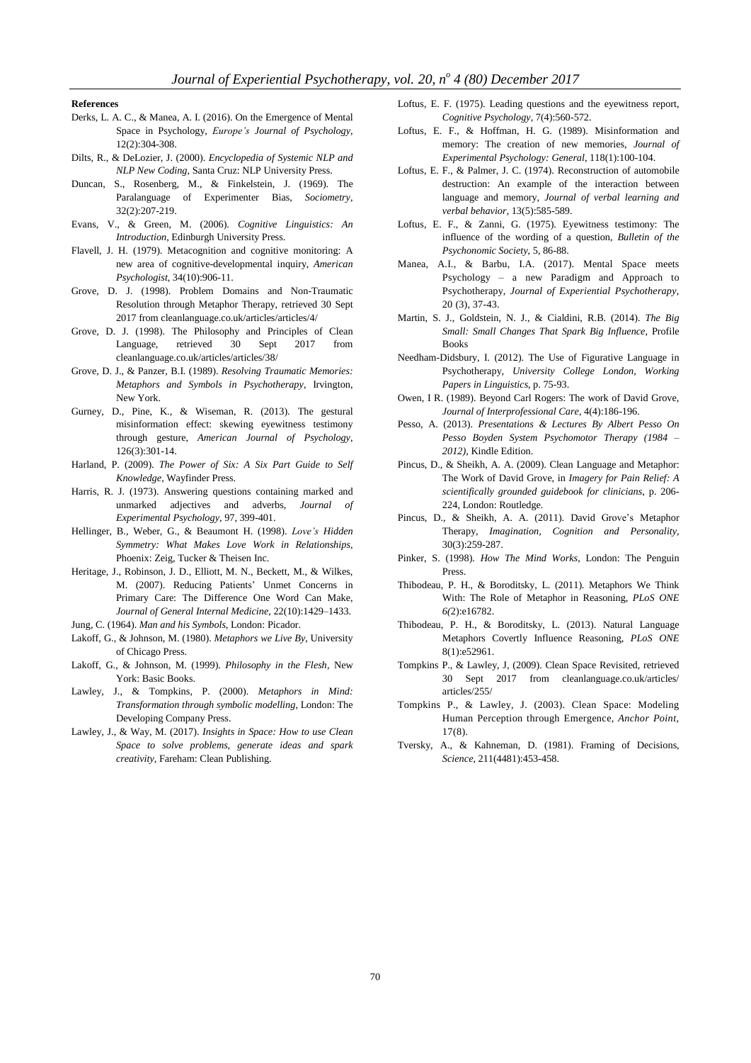**References**

Derks, L. A. C., & Manea, A. I. (2016). On the Emergence of Mental Space in Psychology, *Europe's Journal of Psychology*, 12(2):304-308.

Dilts, R., & DeLozier, J. (2000). *Encyclopedia of Systemic NLP and NLP New Coding*, Santa Cruz: NLP University Press.

Duncan, S., Rosenberg, M., & Finkelstein, J. (1969). The Paralanguage of Experimenter Bias, *Sociometry*, 32(2):207-219.

Evans, V., & Green, M. (2006). *Cognitive Linguistics: An Introduction*, Edinburgh University Press.

Flavell, J. H. (1979). Metacognition and cognitive monitoring: A new area of cognitive-developmental inquiry, *American Psychologist*, 34(10):906-11.

Grove, D. J. (1998). Problem Domains and Non-Traumatic Resolution through Metaphor Therapy, retrieved 30 Sept 2017 from cleanlanguage.co.uk/articles/articles/4/

Grove, D. J. (1998). The Philosophy and Principles of Clean Language, retrieved 30 Sept 2017 from cleanlanguage.co.uk/articles/articles/38/

Grove, D. J., & Panzer, B.I. (1989). *Resolving Traumatic Memories: Metaphors and Symbols in Psychotherapy*, Irvington, New York.

Gurney, D., Pine, K., & Wiseman, R. (2013). The gestural misinformation effect: skewing eyewitness testimony through gesture, *American Journal of Psychology*, 126(3):301-14.

Harland, P. (2009). *The Power of Six: A Six Part Guide to Self Knowledge*, Wayfinder Press.

Harris, R. J. (1973). Answering questions containing marked and unmarked adjectives and adverbs, *Journal of Experimental Psychology*, 97, 399-401.

Hellinger, B., Weber, G., & Beaumont H. (1998). *Love's Hidden Symmetry: What Makes Love Work in Relationships*, Phoenix: Zeig, Tucker & Theisen Inc.

Heritage, J., Robinson, J. D., Elliott, M. N., Beckett, M., & Wilkes, M. (2007). Reducing Patients' Unmet Concerns in Primary Care: The Difference One Word Can Make, *Journal of General Internal Medicine*, 22(10):1429–1433.

Jung, C. (1964). *Man and his Symbols*, London: Picador.

Lakoff, G., & Johnson, M. (1980). *Metaphors we Live By*, University of Chicago Press.

Lakoff, G., & Johnson, M. (1999). *Philosophy in the Flesh*, New York: Basic Books.

Lawley, J., & Tompkins, P. (2000). *Metaphors in Mind: Transformation through symbolic modelling*, London: The Developing Company Press.

Lawley, J., & Way, M. (2017). *Insights in Space: How to use Clean Space to solve problems, generate ideas and spark creativity*, Fareham: Clean Publishing.

Loftus, E. F. (1975). Leading questions and the eyewitness report, *Cognitive Psychology*, 7(4):560-572.

Loftus, E. F., & Hoffman, H. G. (1989). Misinformation and memory: The creation of new memories, *Journal of Experimental Psychology: General*, 118(1):100-104.

Loftus, E. F., & Palmer, J. C. (1974). Reconstruction of automobile destruction: An example of the interaction between language and memory, *Journal of verbal learning and verbal behavior*, 13(5):585-589.

Loftus, E. F., & Zanni, G. (1975). Eyewitness testimony: The influence of the wording of a question, *Bulletin of the Psychonomic Society*, 5, 86-88.

Manea, A.I., & Barbu, I.A. (2017). Mental Space meets Psychology – a new Paradigm and Approach to Psychotherapy, *Journal of Experiential Psychotherapy*, 20 (3), 37-43.

Martin, S. J., Goldstein, N. J., & Cialdini, R.B. (2014). *The Big Small: Small Changes That Spark Big Influence*, Profile Books

Needham-Didsbury, I. (2012). The Use of Figurative Language in Psychotherapy, *University College London, Working Papers in Linguistics*, p. 75-93.

Owen, I R. (1989). Beyond Carl Rogers: The work of David Grove, *Journal of Interprofessional Care*, 4(4):186-196.

Pesso, A. (2013). *Presentations & Lectures By Albert Pesso On Pesso Boyden System Psychomotor Therapy (1984 – 2012)*, Kindle Edition.

Pincus, D., & Sheikh, A. A. (2009). Clean Language and Metaphor: The Work of David Grove, in *Imagery for Pain Relief: A scientifically grounded guidebook for clinicians*, p. 206-224, London: Routledge.

Pincus, D., & Sheikh, A. A. (2011). David Grove's Metaphor Therapy, *Imagination, Cognition and Personality*, 30(3):259-287.

Pinker, S. (1998). *How The Mind Works*, London: The Penguin Press.

Thibodeau, P. H., & Boroditsky, L. (2011). Metaphors We Think With: The Role of Metaphor in Reasoning, *PLoS ONE 6(2)*:e16782.

Thibodeau, P. H., & Boroditsky, L. (2013). Natural Language Metaphors Covertly Influence Reasoning, *PLoS ONE* 8(1):e52961.

Tompkins P., & Lawley, J, (2009). Clean Space Revisited, retrieved 30 Sept 2017 from cleanlanguage.co.uk/articles/ articles/255/

Tompkins P., & Lawley, J. (2003). Clean Space: Modeling Human Perception through Emergence, *Anchor Point*, 17(8).

Tversky, A., & Kahneman, D. (1981). Framing of Decisions, *Science*, 211(4481):453-458.